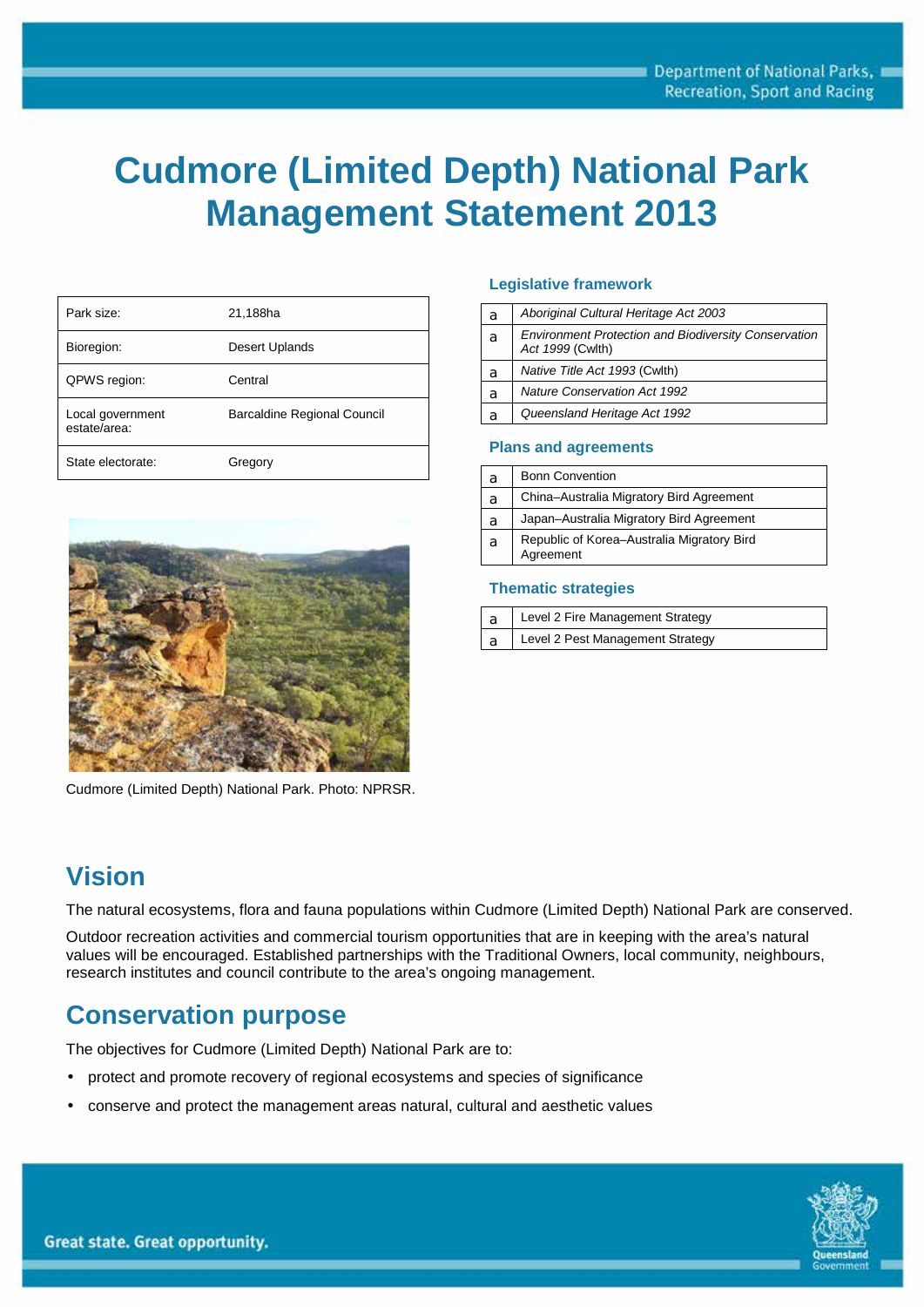# Cudmore (Limited Depth) National Park Management Statement 2013

| | |
|---|---|
| Park size: | 21,188ha |
| Bioregion: | Desert Uplands |
| QPWS region: | Central |
| Local government estate/area: | Barcaldine Regional Council |
| State electorate: | Gregory |

Cudmore (Limited Depth) National Park. Photo: NPRSR.

### Legislative framework

| | |
|---|---|
| a | *Aboriginal Cultural Heritage Act 2003* |
| a | *Environment Protection and Biodiversity Conservation Act 1999* (Cwlth) |
| a | *Native Title Act 1993* (Cwlth) |
| a | *Nature Conservation Act 1992* |
| a | *Queensland Heritage Act 1992* |

### Plans and agreements

| | |
|---|---|
| a | Bonn Convention |
| a | China–Australia Migratory Bird Agreement |
| a | Japan–Australia Migratory Bird Agreement |
| a | Republic of Korea–Australia Migratory Bird Agreement |

### Thematic strategies

| | |
|---|---|
| a | Level 2 Fire Management Strategy |
| a | Level 2 Pest Management Strategy |

## Vision

The natural ecosystems, flora and fauna populations within Cudmore (Limited Depth) National Park are conserved.

Outdoor recreation activities and commercial tourism opportunities that are in keeping with the area's natural values will be encouraged. Established partnerships with the Traditional Owners, local community, neighbours, research institutes and council contribute to the area's ongoing management.

## Conservation purpose

The objectives for Cudmore (Limited Depth) National Park are to:

- protect and promote recovery of regional ecosystems and species of significance
- conserve and protect the management areas natural, cultural and aesthetic values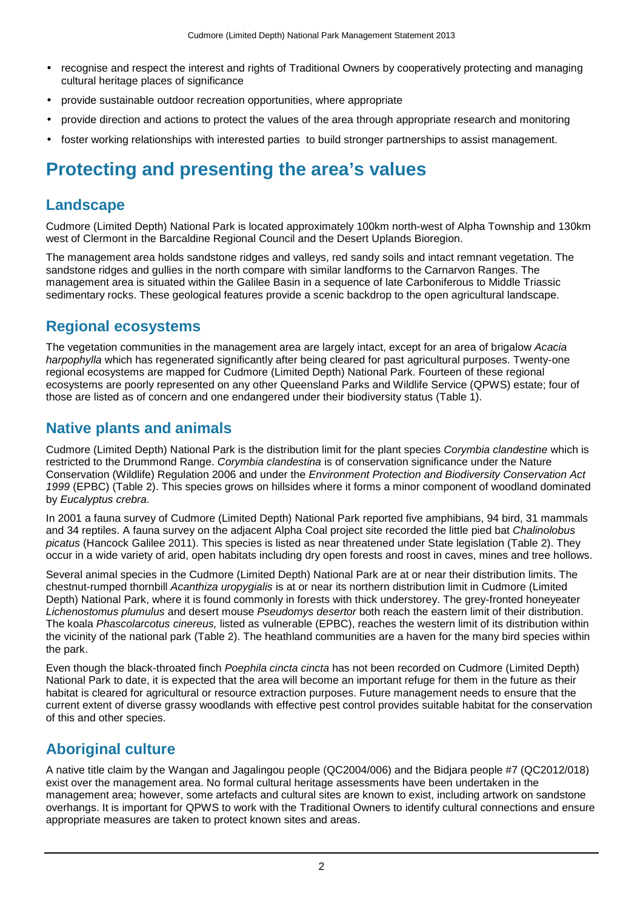- recognise and respect the interest and rights of Traditional Owners by cooperatively protecting and managing cultural heritage places of significance
- provide sustainable outdoor recreation opportunities, where appropriate
- provide direction and actions to protect the values of the area through appropriate research and monitoring
- foster working relationships with interested parties to build stronger partnerships to assist management.

# Protecting and presenting the area's values

## Landscape

Cudmore (Limited Depth) National Park is located approximately 100km north-west of Alpha Township and 130km west of Clermont in the Barcaldine Regional Council and the Desert Uplands Bioregion.

The management area holds sandstone ridges and valleys, red sandy soils and intact remnant vegetation. The sandstone ridges and gullies in the north compare with similar landforms to the Carnarvon Ranges. The management area is situated within the Galilee Basin in a sequence of late Carboniferous to Middle Triassic sedimentary rocks. These geological features provide a scenic backdrop to the open agricultural landscape.

## Regional ecosystems

The vegetation communities in the management area are largely intact, except for an area of brigalow *Acacia harpophylla* which has regenerated significantly after being cleared for past agricultural purposes. Twenty-one regional ecosystems are mapped for Cudmore (Limited Depth) National Park. Fourteen of these regional ecosystems are poorly represented on any other Queensland Parks and Wildlife Service (QPWS) estate; four of those are listed as of concern and one endangered under their biodiversity status (Table 1).

## Native plants and animals

Cudmore (Limited Depth) National Park is the distribution limit for the plant species *Corymbia clandestine* which is restricted to the Drummond Range. *Corymbia clandestina* is of conservation significance under the Nature Conservation (Wildlife) Regulation 2006 and under the *Environment Protection and Biodiversity Conservation Act 1999* (EPBC) (Table 2). This species grows on hillsides where it forms a minor component of woodland dominated by *Eucalyptus crebra*.

In 2001 a fauna survey of Cudmore (Limited Depth) National Park reported five amphibians, 94 bird, 31 mammals and 34 reptiles. A fauna survey on the adjacent Alpha Coal project site recorded the little pied bat *Chalinolobus picatus* (Hancock Galilee 2011). This species is listed as near threatened under State legislation (Table 2). They occur in a wide variety of arid, open habitats including dry open forests and roost in caves, mines and tree hollows.

Several animal species in the Cudmore (Limited Depth) National Park are at or near their distribution limits. The chestnut-rumped thornbill *Acanthiza uropygialis* is at or near its northern distribution limit in Cudmore (Limited Depth) National Park, where it is found commonly in forests with thick understorey. The grey-fronted honeyeater *Lichenostomus plumulus* and desert mouse *Pseudomys desertor* both reach the eastern limit of their distribution. The koala *Phascolarcotus cinereus,* listed as vulnerable (EPBC), reaches the western limit of its distribution within the vicinity of the national park (Table 2). The heathland communities are a haven for the many bird species within the park.

Even though the black-throated finch *Poephila cincta cincta* has not been recorded on Cudmore (Limited Depth) National Park to date, it is expected that the area will become an important refuge for them in the future as their habitat is cleared for agricultural or resource extraction purposes. Future management needs to ensure that the current extent of diverse grassy woodlands with effective pest control provides suitable habitat for the conservation of this and other species.

## Aboriginal culture

A native title claim by the Wangan and Jagalingou people (QC2004/006) and the Bidjara people #7 (QC2012/018) exist over the management area. No formal cultural heritage assessments have been undertaken in the management area; however, some artefacts and cultural sites are known to exist, including artwork on sandstone overhangs. It is important for QPWS to work with the Traditional Owners to identify cultural connections and ensure appropriate measures are taken to protect known sites and areas.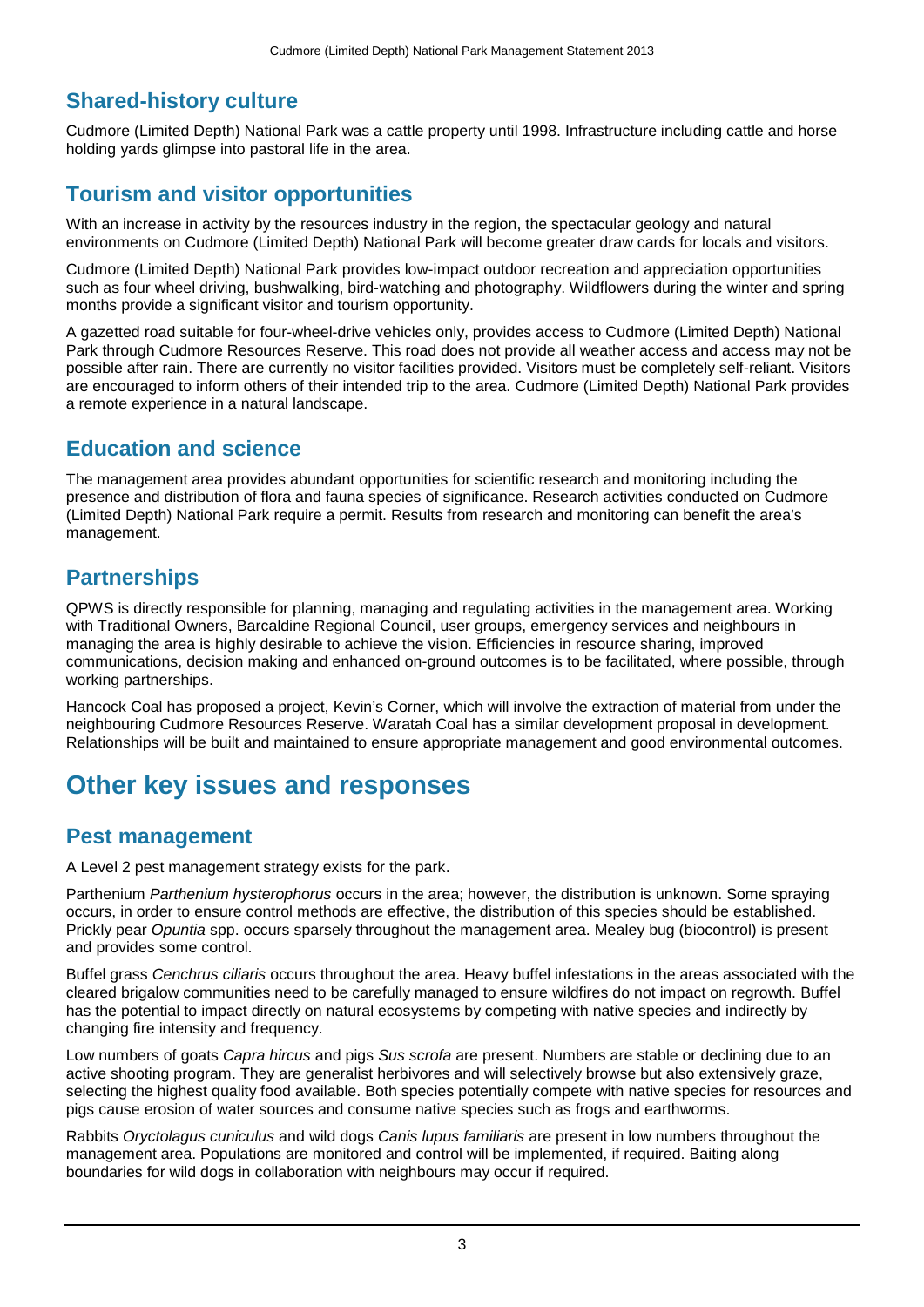## Shared-history culture

Cudmore (Limited Depth) National Park was a cattle property until 1998. Infrastructure including cattle and horse holding yards glimpse into pastoral life in the area.

## Tourism and visitor opportunities

With an increase in activity by the resources industry in the region, the spectacular geology and natural environments on Cudmore (Limited Depth) National Park will become greater draw cards for locals and visitors.

Cudmore (Limited Depth) National Park provides low-impact outdoor recreation and appreciation opportunities such as four wheel driving, bushwalking, bird-watching and photography. Wildflowers during the winter and spring months provide a significant visitor and tourism opportunity.

A gazetted road suitable for four-wheel-drive vehicles only, provides access to Cudmore (Limited Depth) National Park through Cudmore Resources Reserve. This road does not provide all weather access and access may not be possible after rain. There are currently no visitor facilities provided. Visitors must be completely self-reliant. Visitors are encouraged to inform others of their intended trip to the area. Cudmore (Limited Depth) National Park provides a remote experience in a natural landscape.

## Education and science

The management area provides abundant opportunities for scientific research and monitoring including the presence and distribution of flora and fauna species of significance. Research activities conducted on Cudmore (Limited Depth) National Park require a permit. Results from research and monitoring can benefit the area's management.

## Partnerships

QPWS is directly responsible for planning, managing and regulating activities in the management area. Working with Traditional Owners, Barcaldine Regional Council, user groups, emergency services and neighbours in managing the area is highly desirable to achieve the vision. Efficiencies in resource sharing, improved communications, decision making and enhanced on-ground outcomes is to be facilitated, where possible, through working partnerships.

Hancock Coal has proposed a project, Kevin's Corner, which will involve the extraction of material from under the neighbouring Cudmore Resources Reserve. Waratah Coal has a similar development proposal in development. Relationships will be built and maintained to ensure appropriate management and good environmental outcomes.

# Other key issues and responses

## Pest management

A Level 2 pest management strategy exists for the park.

Parthenium *Parthenium hysterophorus* occurs in the area; however, the distribution is unknown. Some spraying occurs, in order to ensure control methods are effective, the distribution of this species should be established. Prickly pear *Opuntia* spp. occurs sparsely throughout the management area. Mealey bug (biocontrol) is present and provides some control.

Buffel grass *Cenchrus ciliaris* occurs throughout the area. Heavy buffel infestations in the areas associated with the cleared brigalow communities need to be carefully managed to ensure wildfires do not impact on regrowth. Buffel has the potential to impact directly on natural ecosystems by competing with native species and indirectly by changing fire intensity and frequency.

Low numbers of goats *Capra hircus* and pigs *Sus scrofa* are present. Numbers are stable or declining due to an active shooting program. They are generalist herbivores and will selectively browse but also extensively graze, selecting the highest quality food available. Both species potentially compete with native species for resources and pigs cause erosion of water sources and consume native species such as frogs and earthworms.

Rabbits *Oryctolagus cuniculus* and wild dogs *Canis lupus familiaris* are present in low numbers throughout the management area. Populations are monitored and control will be implemented, if required. Baiting along boundaries for wild dogs in collaboration with neighbours may occur if required.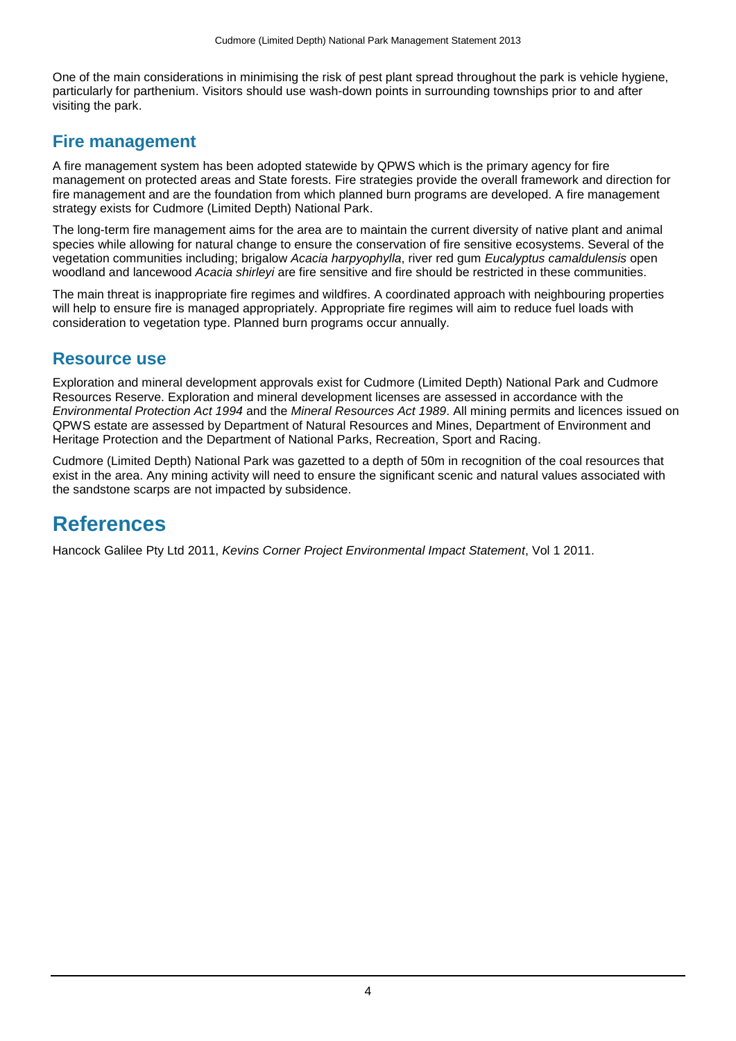One of the main considerations in minimising the risk of pest plant spread throughout the park is vehicle hygiene, particularly for parthenium. Visitors should use wash-down points in surrounding townships prior to and after visiting the park.

## Fire management

A fire management system has been adopted statewide by QPWS which is the primary agency for fire management on protected areas and State forests. Fire strategies provide the overall framework and direction for fire management and are the foundation from which planned burn programs are developed. A fire management strategy exists for Cudmore (Limited Depth) National Park.

The long-term fire management aims for the area are to maintain the current diversity of native plant and animal species while allowing for natural change to ensure the conservation of fire sensitive ecosystems. Several of the vegetation communities including; brigalow *Acacia harpyophylla*, river red gum *Eucalyptus camaldulensis* open woodland and lancewood *Acacia shirleyi* are fire sensitive and fire should be restricted in these communities.

The main threat is inappropriate fire regimes and wildfires. A coordinated approach with neighbouring properties will help to ensure fire is managed appropriately. Appropriate fire regimes will aim to reduce fuel loads with consideration to vegetation type. Planned burn programs occur annually.

## Resource use

Exploration and mineral development approvals exist for Cudmore (Limited Depth) National Park and Cudmore Resources Reserve. Exploration and mineral development licenses are assessed in accordance with the *Environmental Protection Act 1994* and the *Mineral Resources Act 1989*. All mining permits and licences issued on QPWS estate are assessed by Department of Natural Resources and Mines, Department of Environment and Heritage Protection and the Department of National Parks, Recreation, Sport and Racing.

Cudmore (Limited Depth) National Park was gazetted to a depth of 50m in recognition of the coal resources that exist in the area. Any mining activity will need to ensure the significant scenic and natural values associated with the sandstone scarps are not impacted by subsidence.

# References

Hancock Galilee Pty Ltd 2011, *Kevins Corner Project Environmental Impact Statement*, Vol 1 2011.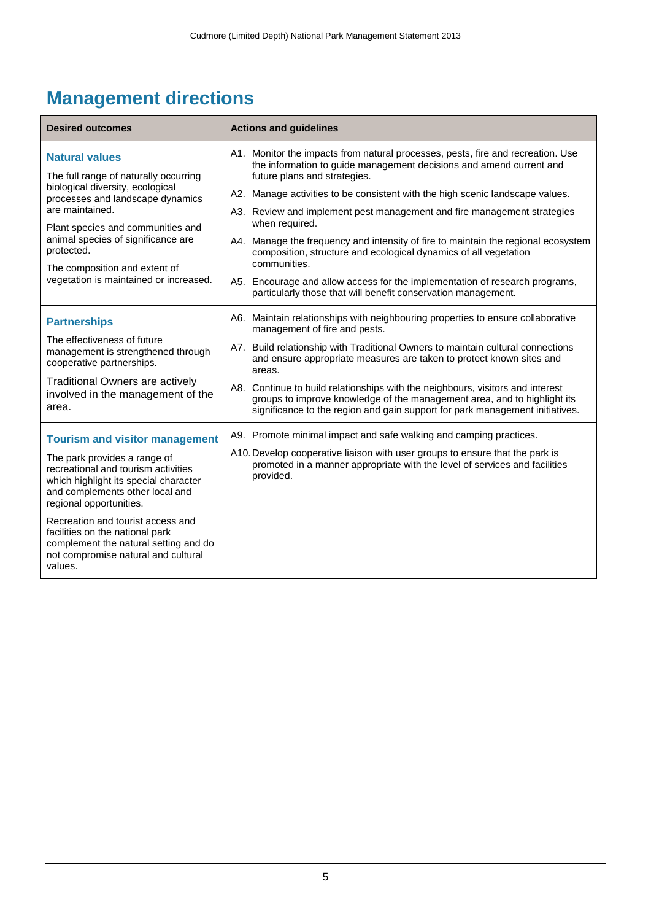# Management directions

| Desired outcomes | Actions and guidelines |
|---|---|
| **Natural values**<br>The full range of naturally occurring biological diversity, ecological processes and landscape dynamics are maintained.<br>Plant species and communities and animal species of significance are protected.<br>The composition and extent of vegetation is maintained or increased. | A1. Monitor the impacts from natural processes, pests, fire and recreation. Use the information to guide management decisions and amend current and future plans and strategies.<br>A2. Manage activities to be consistent with the high scenic landscape values.<br>A3. Review and implement pest management and fire management strategies when required.<br>A4. Manage the frequency and intensity of fire to maintain the regional ecosystem composition, structure and ecological dynamics of all vegetation communities.<br>A5. Encourage and allow access for the implementation of research programs, particularly those that will benefit conservation management. |
| **Partnerships**<br>The effectiveness of future management is strengthened through cooperative partnerships.<br>Traditional Owners are actively involved in the management of the area. | A6. Maintain relationships with neighbouring properties to ensure collaborative management of fire and pests.<br>A7. Build relationship with Traditional Owners to maintain cultural connections and ensure appropriate measures are taken to protect known sites and areas.<br>A8. Continue to build relationships with the neighbours, visitors and interest groups to improve knowledge of the management area, and to highlight its significance to the region and gain support for park management initiatives. |
| **Tourism and visitor management**<br>The park provides a range of recreational and tourism activities which highlight its special character and complements other local and regional opportunities.<br>Recreation and tourist access and facilities on the national park complement the natural setting and do not compromise natural and cultural values. | A9. Promote minimal impact and safe walking and camping practices.<br>A10. Develop cooperative liaison with user groups to ensure that the park is promoted in a manner appropriate with the level of services and facilities provided. |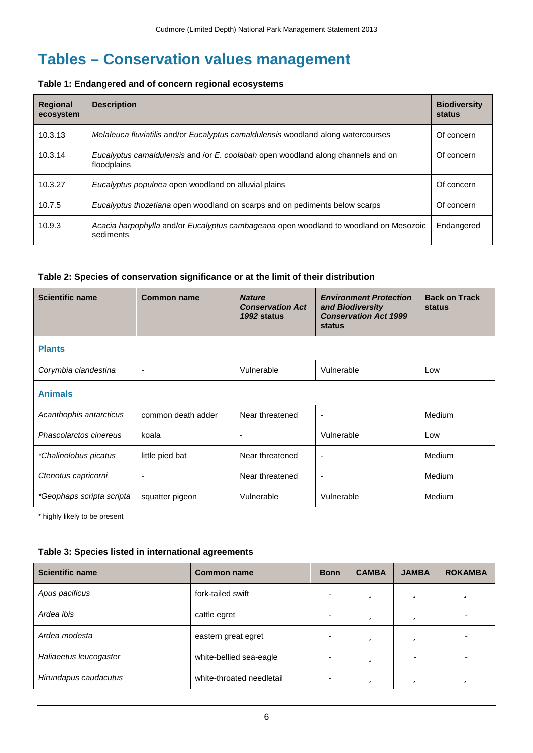# Tables – Conservation values management

**Table 1: Endangered and of concern regional ecosystems**

| Regional ecosystem | Description | Biodiversity status |
|---|---|---|
| 10.3.13 | *Melaleuca fluviatilis* and/or *Eucalyptus camaldulensis* woodland along watercourses | Of concern |
| 10.3.14 | *Eucalyptus camaldulensis* and /or *E. coolabah* open woodland along channels and on floodplains | Of concern |
| 10.3.27 | *Eucalyptus populnea* open woodland on alluvial plains | Of concern |
| 10.7.5 | *Eucalyptus thozetiana* open woodland on scarps and on pediments below scarps | Of concern |
| 10.9.3 | *Acacia harpophylla* and/or *Eucalyptus cambageana* open woodland to woodland on Mesozoic sediments | Endangered |

**Table 2: Species of conservation significance or at the limit of their distribution**

| Scientific name | Common name | *Nature Conservation Act 1992* status | *Environment Protection and Biodiversity Conservation Act 1999* status | Back on Track status |
|---|---|---|---|---|
| **Plants** | | | | |
| *Corymbia clandestina* | - | Vulnerable | Vulnerable | Low |
| **Animals** | | | | |
| *Acanthophis antarcticus* | common death adder | Near threatened | - | Medium |
| *Phascolarctos cinereus* | koala | - | Vulnerable | Low |
| **Chalinolobus picatus* | little pied bat | Near threatened | - | Medium |
| *Ctenotus capricorni* | - | Near threatened | - | Medium |
| **Geophaps scripta scripta* | squatter pigeon | Vulnerable | Vulnerable | Medium |

\* highly likely to be present

**Table 3: Species listed in international agreements**

| Scientific name | Common name | Bonn | CAMBA | JAMBA | ROKAMBA |
|---|---|---|---|---|---|
| *Apus pacificus* | fork-tailed swift | - | ✓ | ✓ | ✓ |
| *Ardea ibis* | cattle egret | - | ✓ | ✓ | - |
| *Ardea modesta* | eastern great egret | - | ✓ | ✓ | - |
| *Haliaeetus leucogaster* | white-bellied sea-eagle | - | ✓ | - | - |
| *Hirundapus caudacutus* | white-throated needletail | - | ✓ | ✓ | ✓ |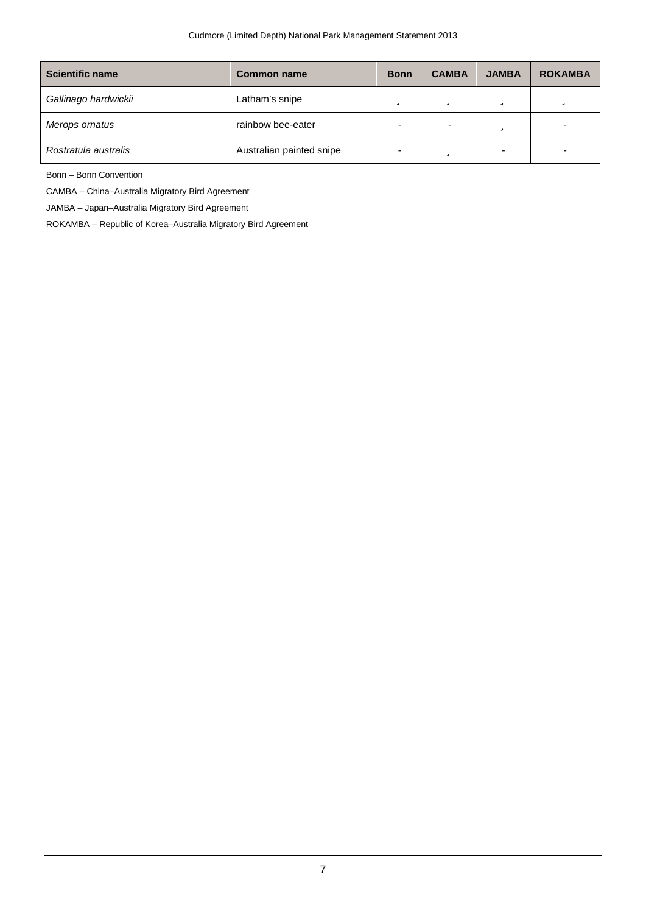| Scientific name | Common name | Bonn | CAMBA | JAMBA | ROKAMBA |
| --- | --- | --- | --- | --- | --- |
| *Gallinago hardwickii* | Latham's snipe | ¸ | ¸ | ¸ | ¸ |
| *Merops ornatus* | rainbow bee-eater | - | - | ¸ | - |
| *Rostratula australis* | Australian painted snipe | - | ¸ | - | - |

Bonn – Bonn Convention

CAMBA – China–Australia Migratory Bird Agreement

JAMBA – Japan–Australia Migratory Bird Agreement

ROKAMBA – Republic of Korea–Australia Migratory Bird Agreement